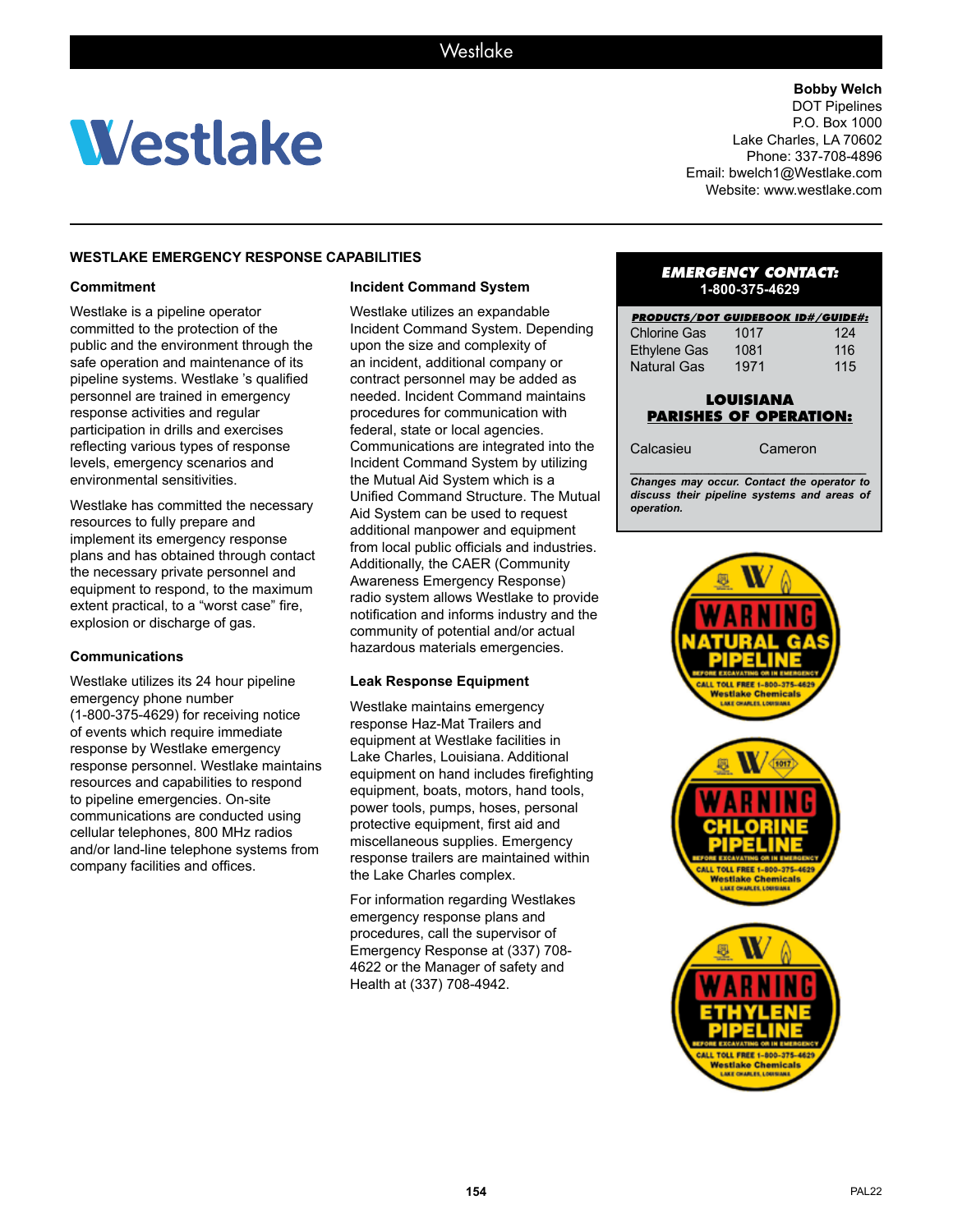# Westlake

**Bobby Welch**
DOT Pipelines
P.O. Box 1000
Lake Charles, LA 70602
Phone: 337-708-4896
Email: bwelch1@Westlake.com
Website: www.westlake.com

## WESTLAKE EMERGENCY RESPONSE CAPABILITIES

### Commitment

Westlake is a pipeline operator committed to the protection of the public and the environment through the safe operation and maintenance of its pipeline systems. Westlake 's qualified personnel are trained in emergency response activities and regular participation in drills and exercises reflecting various types of response levels, emergency scenarios and environmental sensitivities.

Westlake has committed the necessary resources to fully prepare and implement its emergency response plans and has obtained through contact the necessary private personnel and equipment to respond, to the maximum extent practical, to a "worst case" fire, explosion or discharge of gas.

### Communications

Westlake utilizes its 24 hour pipeline emergency phone number (1-800-375-4629) for receiving notice of events which require immediate response by Westlake emergency response personnel. Westlake maintains resources and capabilities to respond to pipeline emergencies. On-site communications are conducted using cellular telephones, 800 MHz radios and/or land-line telephone systems from company facilities and offices.

### Incident Command System

Westlake utilizes an expandable Incident Command System. Depending upon the size and complexity of an incident, additional company or contract personnel may be added as needed. Incident Command maintains procedures for communication with federal, state or local agencies. Communications are integrated into the Incident Command System by utilizing the Mutual Aid System which is a Unified Command Structure. The Mutual Aid System can be used to request additional manpower and equipment from local public officials and industries. Additionally, the CAER (Community Awareness Emergency Response) radio system allows Westlake to provide notification and informs industry and the community of potential and/or actual hazardous materials emergencies.

### Leak Response Equipment

Westlake maintains emergency response Haz-Mat Trailers and equipment at Westlake facilities in Lake Charles, Louisiana. Additional equipment on hand includes firefighting equipment, boats, motors, hand tools, power tools, pumps, hoses, personal protective equipment, first aid and miscellaneous supplies. Emergency response trailers are maintained within the Lake Charles complex.

For information regarding Westlakes emergency response plans and procedures, call the supervisor of Emergency Response at (337) 708-4622 or the Manager of safety and Health at (337) 708-4942.

**EMERGENCY CONTACT:**
**1-800-375-4629**

| PRODUCTS/DOT GUIDEBOOK ID#/GUIDE#: | | |
|---|---|---|
| Chlorine Gas | 1017 | 124 |
| Ethylene Gas | 1081 | 116 |
| Natural Gas | 1971 | 115 |

**LOUISIANA PARISHES OF OPERATION:**

Calcasieu Cameron

*Changes may occur. Contact the operator to discuss their pipeline systems and areas of operation.*

WARNING NATURAL GAS PIPELINE
BEFORE EXCAVATING OR IN EMERGENCY
CALL TOLL FREE 1-800-375-4629
Westlake Chemicals
LAKE CHARLES, LOUISIANA

WARNING CHLORINE PIPELINE
BEFORE EXCAVATING OR IN EMERGENCY
CALL TOLL FREE 1-800-375-4629
Westlake Chemicals
LAKE CHARLES, LOUISIANA

WARNING ETHYLENE PIPELINE
BEFORE EXCAVATING OR IN EMERGENCY
CALL TOLL FREE 1-800-375-4629
Westlake Chemicals
LAKE CHARLES, LOUISIANA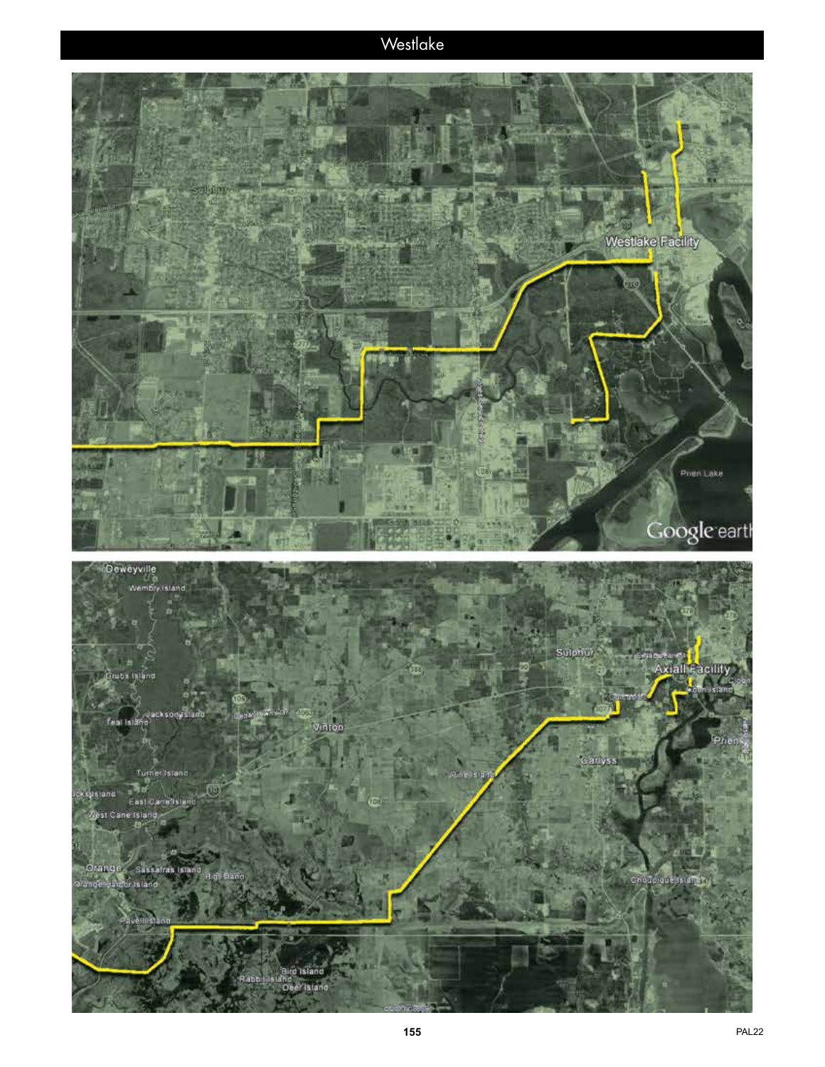# Westlake

Sulphur

Westlake Facility

Prien Lake

Deweyville

Wembly Island

Grubs Island

Jackson Island

Teal Island

Vinton

Sulphur

Axiall Facility

Carlyss

Pine Island

Turner Island

East Cane Island

West Cane Island

Orange

Sassafras Island

Big Island

Pavell Island

Choupique Island

Bird Island

Rabbit Island

Deer Island

PAL22